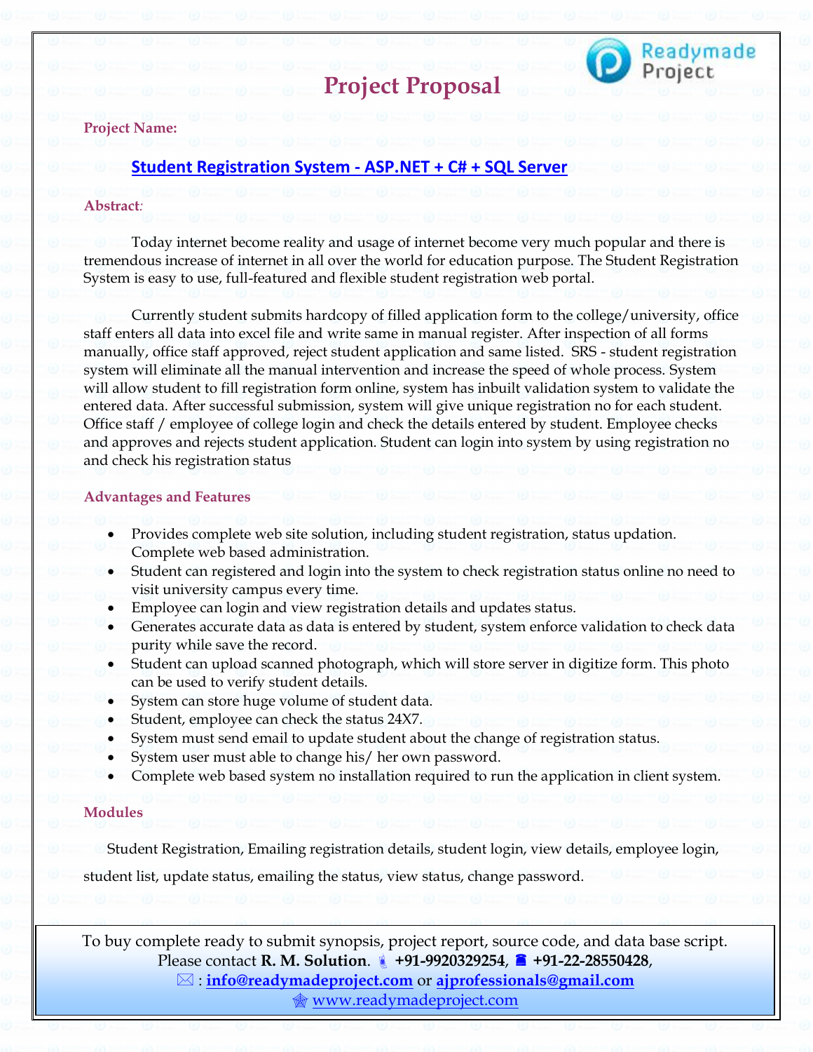# Project Proposal

**Project Name:**

**Student Registration System - ASP.NET + C# + SQL Server**

**Abstract:**

Today internet become reality and usage of internet become very much popular and there is tremendous increase of internet in all over the world for education purpose. The Student Registration System is easy to use, full-featured and flexible student registration web portal.

Currently student submits hardcopy of filled application form to the college/university, office staff enters all data into excel file and write same in manual register. After inspection of all forms manually, office staff approved, reject student application and same listed. SRS - student registration system will eliminate all the manual intervention and increase the speed of whole process. System will allow student to fill registration form online, system has inbuilt validation system to validate the entered data. After successful submission, system will give unique registration no for each student. Office staff / employee of college login and check the details entered by student. Employee checks and approves and rejects student application. Student can login into system by using registration no and check his registration status

**Advantages and Features**

- Provides complete web site solution, including student registration, status updation. Complete web based administration.
- Student can registered and login into the system to check registration status online no need to visit university campus every time.
- Employee can login and view registration details and updates status.
- Generates accurate data as data is entered by student, system enforce validation to check data purity while save the record.
- Student can upload scanned photograph, which will store server in digitize form. This photo can be used to verify student details.
- System can store huge volume of student data.
- Student, employee can check the status 24X7.
- System must send email to update student about the change of registration status.
- System user must able to change his/ her own password.
- Complete web based system no installation required to run the application in client system.

**Modules**

Student Registration, Emailing registration details, student login, view details, employee login, student list, update status, emailing the status, view status, change password.

To buy complete ready to submit synopsis, project report, source code, and data base script. Please contact **R. M. Solution**. **+91-9920329254**, **+91-22-28550428**,
: **info@readymadeproject.com** or **ajprofessionals@gmail.com**
www.readymadeproject.com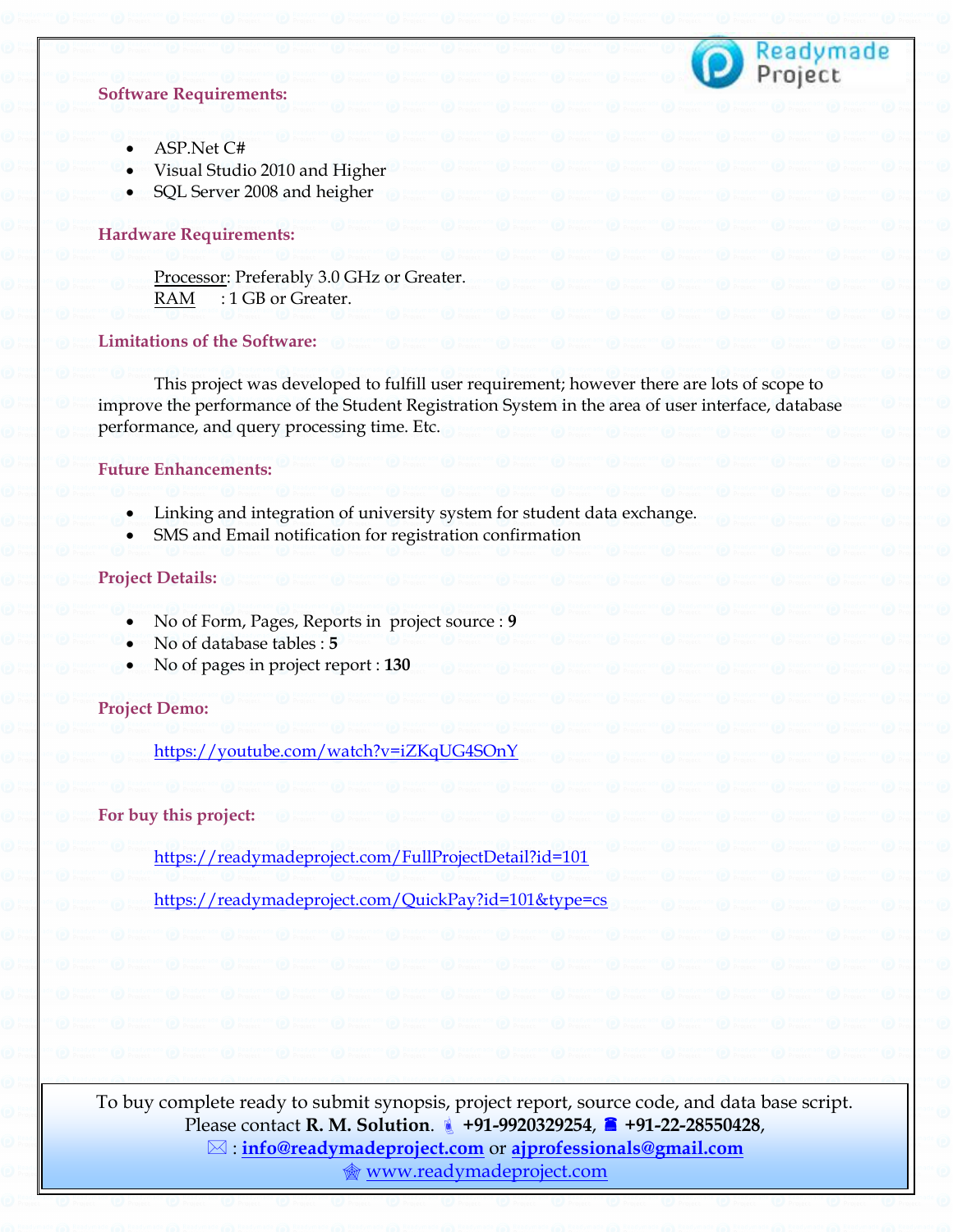### Software Requirements:

- ASP.Net C#
- Visual Studio 2010 and Higher
- SQL Server 2008 and heigher

### Hardware Requirements:

Processor: Preferably 3.0 GHz or Greater.
RAM : 1 GB or Greater.

### Limitations of the Software:

This project was developed to fulfill user requirement; however there are lots of scope to improve the performance of the Student Registration System in the area of user interface, database performance, and query processing time. Etc.

### Future Enhancements:

- Linking and integration of university system for student data exchange.
- SMS and Email notification for registration confirmation

### Project Details:

- No of Form, Pages, Reports in project source : **9**
- No of database tables : **5**
- No of pages in project report : **130**

### Project Demo:

https://youtube.com/watch?v=iZKqUG4SOnY

### For buy this project:

https://readymadeproject.com/FullProjectDetail?id=101

https://readymadeproject.com/QuickPay?id=101&type=cs

To buy complete ready to submit synopsis, project report, source code, and data base script.
Please contact **R. M. Solution**. **+91-9920329254**, **+91-22-28550428**,
: **info@readymadeproject.com** or **ajprofessionals@gmail.com**
www.readymadeproject.com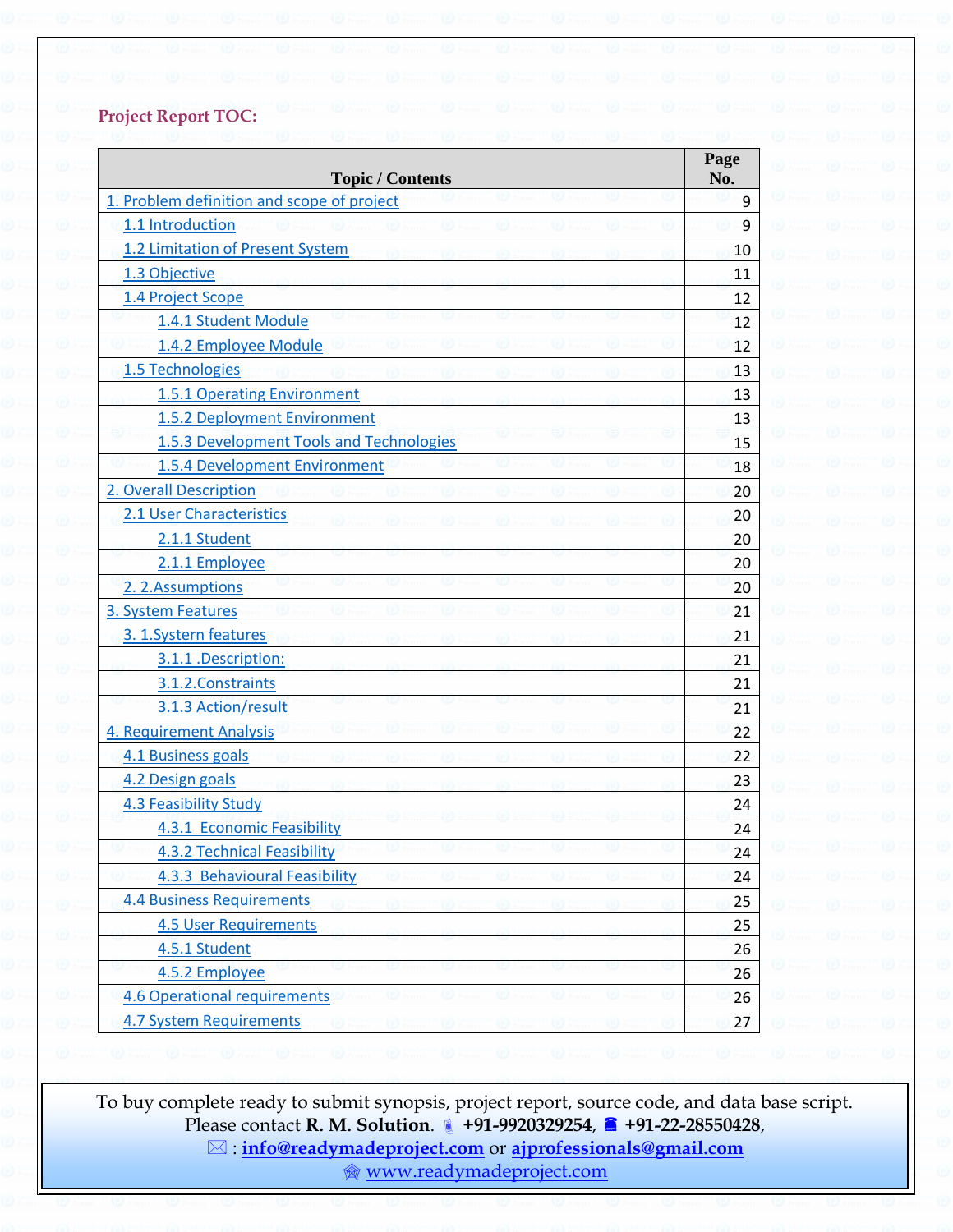**Project Report TOC:**

| Topic / Contents | Page No. |
|---|---|
| 1. Problem definition and scope of project | 9 |
| 1.1 Introduction | 9 |
| 1.2 Limitation of Present System | 10 |
| 1.3 Objective | 11 |
| 1.4 Project Scope | 12 |
| 1.4.1 Student Module | 12 |
| 1.4.2 Employee Module | 12 |
| 1.5 Technologies | 13 |
| 1.5.1 Operating Environment | 13 |
| 1.5.2 Deployment Environment | 13 |
| 1.5.3 Development Tools and Technologies | 15 |
| 1.5.4 Development Environment | 18 |
| 2. Overall Description | 20 |
| 2.1 User Characteristics | 20 |
| 2.1.1 Student | 20 |
| 2.1.1 Employee | 20 |
| 2. 2.Assumptions | 20 |
| 3. System Features | 21 |
| 3. 1.Systern features | 21 |
| 3.1.1 .Description: | 21 |
| 3.1.2.Constraints | 21 |
| 3.1.3 Action/result | 21 |
| 4. Requirement Analysis | 22 |
| 4.1 Business goals | 22 |
| 4.2 Design goals | 23 |
| 4.3 Feasibility Study | 24 |
| 4.3.1 Economic Feasibility | 24 |
| 4.3.2 Technical Feasibility | 24 |
| 4.3.3 Behavioural Feasibility | 24 |
| 4.4 Business Requirements | 25 |
| 4.5 User Requirements | 25 |
| 4.5.1 Student | 26 |
| 4.5.2 Employee | 26 |
| 4.6 Operational requirements | 26 |
| 4.7 System Requirements | 27 |

To buy complete ready to submit synopsis, project report, source code, and data base script.
Please contact **R. M. Solution**. **+91-9920329254**, **+91-22-28550428**,
: **info@readymadeproject.com** or **ajprofessionals@gmail.com**
www.readymadeproject.com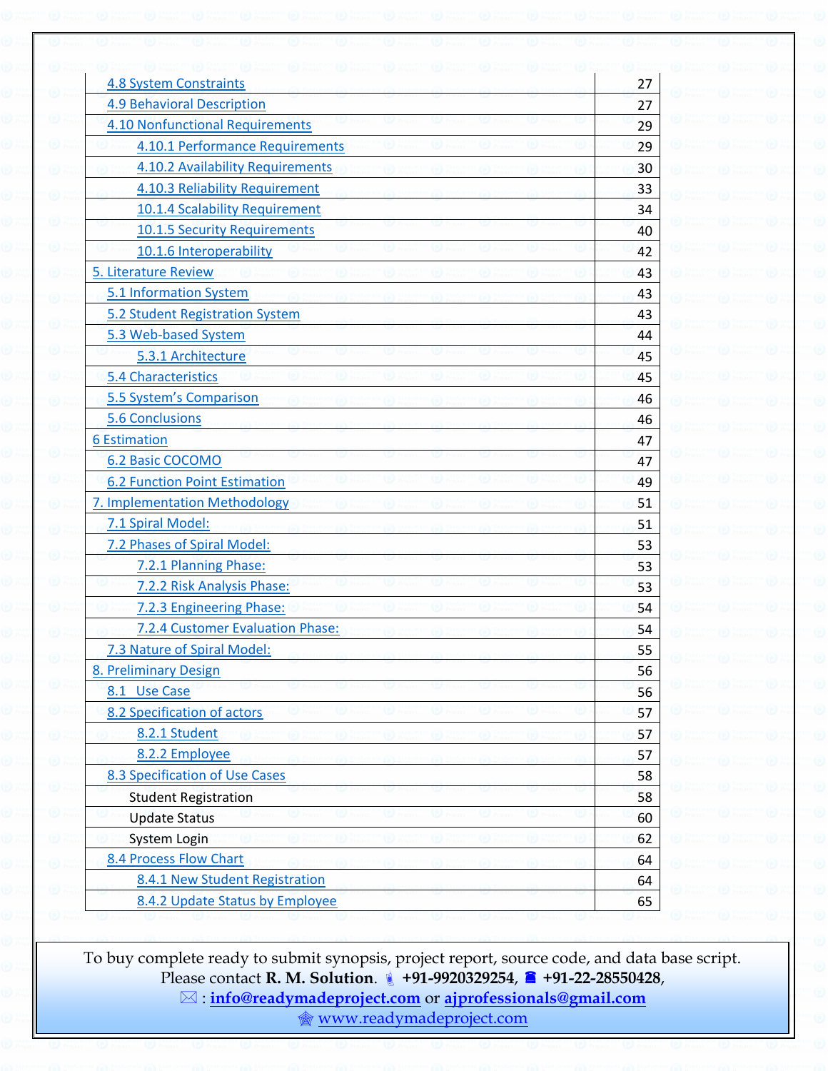| | |
|---|---|
| 4.8 System Constraints | 27 |
| 4.9 Behavioral Description | 27 |
| 4.10 Nonfunctional Requirements | 29 |
| 4.10.1 Performance Requirements | 29 |
| 4.10.2 Availability Requirements | 30 |
| 4.10.3 Reliability Requirement | 33 |
| 10.1.4 Scalability Requirement | 34 |
| 10.1.5 Security Requirements | 40 |
| 10.1.6 Interoperability | 42 |
| 5. Literature Review | 43 |
| 5.1 Information System | 43 |
| 5.2 Student Registration System | 43 |
| 5.3 Web-based System | 44 |
| 5.3.1 Architecture | 45 |
| 5.4 Characteristics | 45 |
| 5.5 System's Comparison | 46 |
| 5.6 Conclusions | 46 |
| 6 Estimation | 47 |
| 6.2 Basic COCOMO | 47 |
| 6.2 Function Point Estimation | 49 |
| 7. Implementation Methodology | 51 |
| 7.1 Spiral Model: | 51 |
| 7.2 Phases of Spiral Model: | 53 |
| 7.2.1 Planning Phase: | 53 |
| 7.2.2 Risk Analysis Phase: | 53 |
| 7.2.3 Engineering Phase: | 54 |
| 7.2.4 Customer Evaluation Phase: | 54 |
| 7.3 Nature of Spiral Model: | 55 |
| 8. Preliminary Design | 56 |
| 8.1 Use Case | 56 |
| 8.2 Specification of actors | 57 |
| 8.2.1 Student | 57 |
| 8.2.2 Employee | 57 |
| 8.3 Specification of Use Cases | 58 |
| Student Registration | 58 |
| Update Status | 60 |
| System Login | 62 |
| 8.4 Process Flow Chart | 64 |
| 8.4.1 New Student Registration | 64 |
| 8.4.2 Update Status by Employee | 65 |

To buy complete ready to submit synopsis, project report, source code, and data base script.
Please contact **R. M. Solution**. **+91-9920329254**, **+91-22-28550428**,
: **info@readymadeproject.com** or **ajprofessionals@gmail.com**
www.readymadeproject.com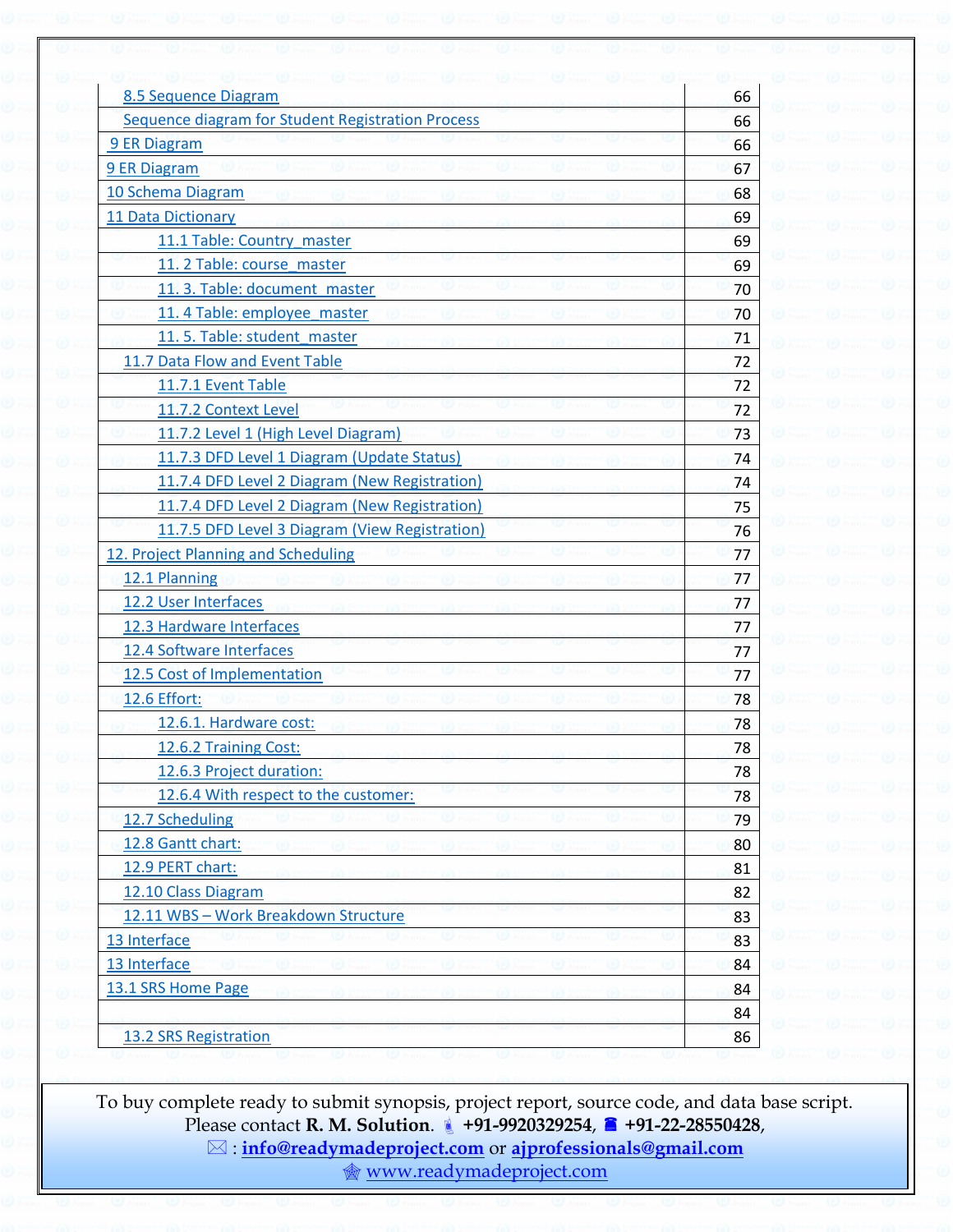| | |
|---|---|
| 8.5 Sequence Diagram | 66 |
| Sequence diagram for Student Registration Process | 66 |
| 9 ER Diagram | 66 |
| 9 ER Diagram | 67 |
| 10 Schema Diagram | 68 |
| 11 Data Dictionary | 69 |
| 11.1 Table: Country_master | 69 |
| 11. 2 Table: course_master | 69 |
| 11. 3. Table: document_master | 70 |
| 11. 4 Table: employee_master | 70 |
| 11. 5. Table: student_master | 71 |
| 11.7 Data Flow and Event Table | 72 |
| 11.7.1 Event Table | 72 |
| 11.7.2 Context Level | 72 |
| 11.7.2 Level 1 (High Level Diagram) | 73 |
| 11.7.3 DFD Level 1 Diagram (Update Status) | 74 |
| 11.7.4 DFD Level 2 Diagram (New Registration) | 74 |
| 11.7.4 DFD Level 2 Diagram (New Registration) | 75 |
| 11.7.5 DFD Level 3 Diagram (View Registration) | 76 |
| 12. Project Planning and Scheduling | 77 |
| 12.1 Planning | 77 |
| 12.2 User Interfaces | 77 |
| 12.3 Hardware Interfaces | 77 |
| 12.4 Software Interfaces | 77 |
| 12.5 Cost of Implementation | 77 |
| 12.6 Effort: | 78 |
| 12.6.1. Hardware cost: | 78 |
| 12.6.2 Training Cost: | 78 |
| 12.6.3 Project duration: | 78 |
| 12.6.4 With respect to the customer: | 78 |
| 12.7 Scheduling | 79 |
| 12.8 Gantt chart: | 80 |
| 12.9 PERT chart: | 81 |
| 12.10 Class Diagram | 82 |
| 12.11 WBS – Work Breakdown Structure | 83 |
| 13 Interface | 83 |
| 13 Interface | 84 |
| 13.1 SRS Home Page | 84 |
| | 84 |
| 13.2 SRS Registration | 86 |

To buy complete ready to submit synopsis, project report, source code, and data base script.
Please contact **R. M. Solution**. **+91-9920329254**, **+91-22-28550428**,
✉ : **info@readymadeproject.com** or **ajprofessionals@gmail.com**
www.readymadeproject.com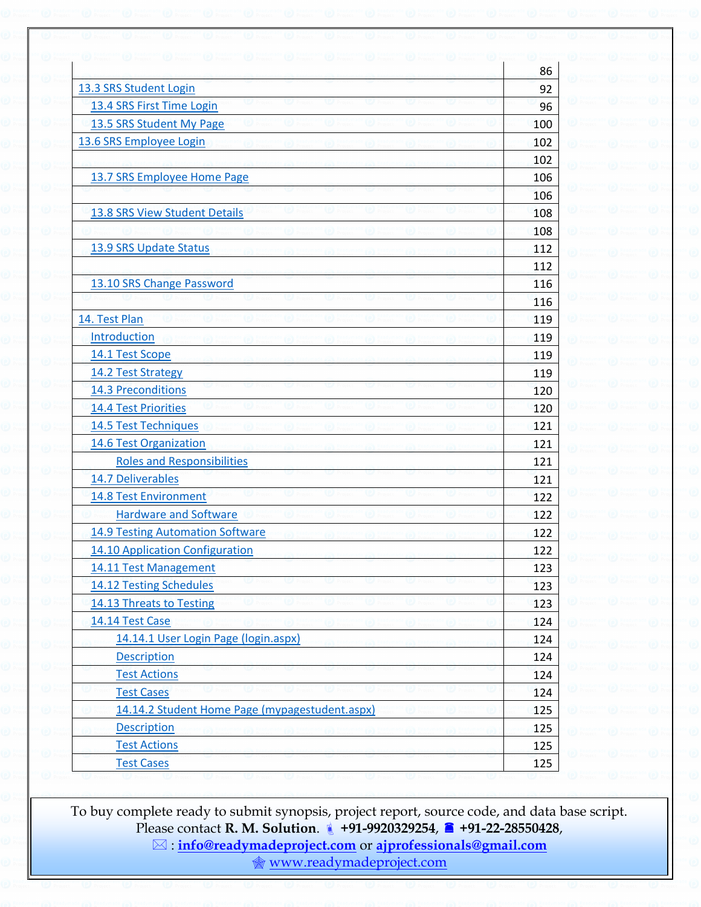| | |
|---|---|
| | 86 |
| 13.3 SRS Student Login | 92 |
| 13.4 SRS First Time Login | 96 |
| 13.5 SRS Student My Page | 100 |
| 13.6 SRS Employee Login | 102 |
| | 102 |
| 13.7 SRS Employee Home Page | 106 |
| | 106 |
| 13.8 SRS View Student Details | 108 |
| | 108 |
| 13.9 SRS Update Status | 112 |
| | 112 |
| 13.10 SRS Change Password | 116 |
| | 116 |
| 14. Test Plan | 119 |
| Introduction | 119 |
| 14.1 Test Scope | 119 |
| 14.2 Test Strategy | 119 |
| 14.3 Preconditions | 120 |
| 14.4 Test Priorities | 120 |
| 14.5 Test Techniques | 121 |
| 14.6 Test Organization | 121 |
| Roles and Responsibilities | 121 |
| 14.7 Deliverables | 121 |
| 14.8 Test Environment | 122 |
| Hardware and Software | 122 |
| 14.9 Testing Automation Software | 122 |
| 14.10 Application Configuration | 122 |
| 14.11 Test Management | 123 |
| 14.12 Testing Schedules | 123 |
| 14.13 Threats to Testing | 123 |
| 14.14 Test Case | 124 |
| 14.14.1 User Login Page (login.aspx) | 124 |
| Description | 124 |
| Test Actions | 124 |
| Test Cases | 124 |
| 14.14.2 Student Home Page (mypagestudent.aspx) | 125 |
| Description | 125 |
| Test Actions | 125 |
| Test Cases | 125 |

To buy complete ready to submit synopsis, project report, source code, and data base script.
Please contact **R. M. Solution**. +91-9920329254, +91-22-28550428,
: **info@readymadeproject.com** or **ajprofessionals@gmail.com**
www.readymadeproject.com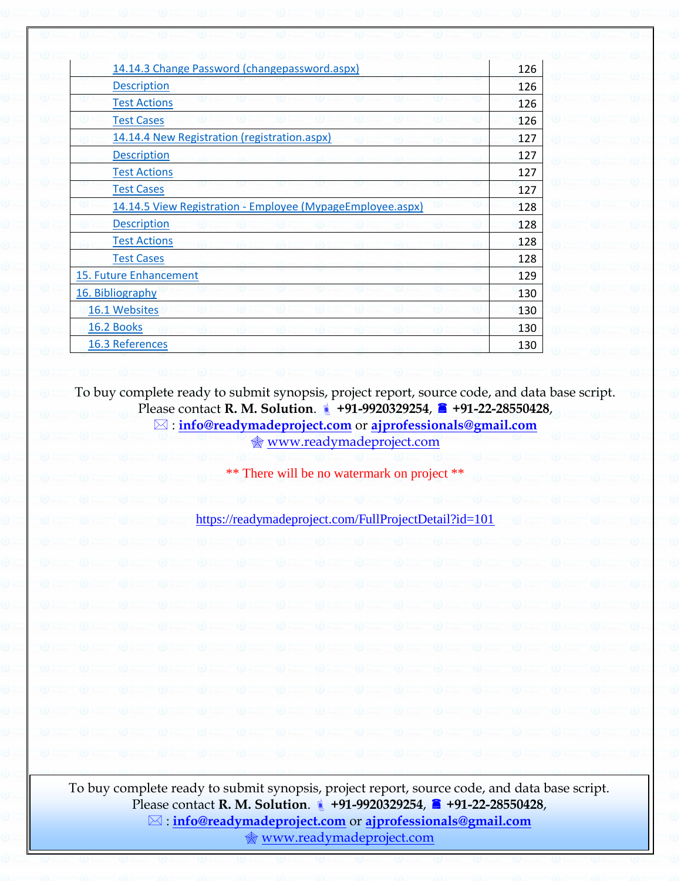| | |
|---|---|
| 14.14.3 Change Password (changepassword.aspx) | 126 |
| Description | 126 |
| Test Actions | 126 |
| Test Cases | 126 |
| 14.14.4 New Registration (registration.aspx) | 127 |
| Description | 127 |
| Test Actions | 127 |
| Test Cases | 127 |
| 14.14.5 View Registration - Employee (MypageEmployee.aspx) | 128 |
| Description | 128 |
| Test Actions | 128 |
| Test Cases | 128 |
| 15. Future Enhancement | 129 |
| 16. Bibliography | 130 |
| 16.1 Websites | 130 |
| 16.2 Books | 130 |
| 16.3 References | 130 |

To buy complete ready to submit synopsis, project report, source code, and data base script.
Please contact **R. M. Solution**. +91-9920329254, +91-22-28550428,
: **info@readymadeproject.com** or **ajprofessionals@gmail.com**
www.readymadeproject.com

** There will be no watermark on project **

https://readymadeproject.com/FullProjectDetail?id=101

To buy complete ready to submit synopsis, project report, source code, and data base script.
Please contact **R. M. Solution**. +91-9920329254, +91-22-28550428,
: **info@readymadeproject.com** or **ajprofessionals@gmail.com**
www.readymadeproject.com